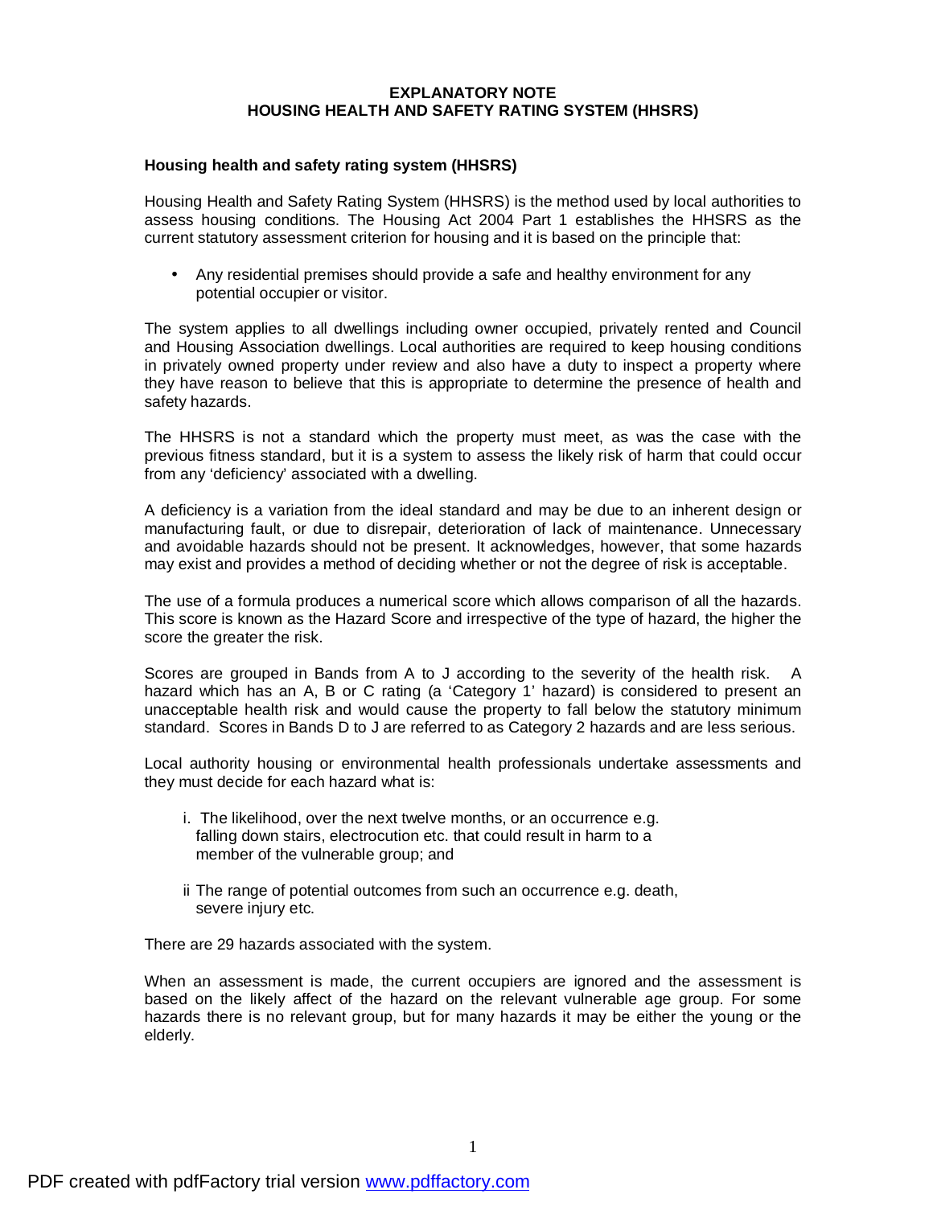# EXPLANATORY NOTE
# HOUSING HEALTH AND SAFETY RATING SYSTEM (HHSRS)

## Housing health and safety rating system (HHSRS)

Housing Health and Safety Rating System (HHSRS) is the method used by local authorities to assess housing conditions. The Housing Act 2004 Part 1 establishes the HHSRS as the current statutory assessment criterion for housing and it is based on the principle that:

- Any residential premises should provide a safe and healthy environment for any potential occupier or visitor.

The system applies to all dwellings including owner occupied, privately rented and Council and Housing Association dwellings. Local authorities are required to keep housing conditions in privately owned property under review and also have a duty to inspect a property where they have reason to believe that this is appropriate to determine the presence of health and safety hazards.

The HHSRS is not a standard which the property must meet, as was the case with the previous fitness standard, but it is a system to assess the likely risk of harm that could occur from any 'deficiency' associated with a dwelling.

A deficiency is a variation from the ideal standard and may be due to an inherent design or manufacturing fault, or due to disrepair, deterioration of lack of maintenance. Unnecessary and avoidable hazards should not be present. It acknowledges, however, that some hazards may exist and provides a method of deciding whether or not the degree of risk is acceptable.

The use of a formula produces a numerical score which allows comparison of all the hazards. This score is known as the Hazard Score and irrespective of the type of hazard, the higher the score the greater the risk.

Scores are grouped in Bands from A to J according to the severity of the health risk. A hazard which has an A, B or C rating (a 'Category 1' hazard) is considered to present an unacceptable health risk and would cause the property to fall below the statutory minimum standard. Scores in Bands D to J are referred to as Category 2 hazards and are less serious.

Local authority housing or environmental health professionals undertake assessments and they must decide for each hazard what is:

i. The likelihood, over the next twelve months, or an occurrence e.g. falling down stairs, electrocution etc. that could result in harm to a member of the vulnerable group; and

ii The range of potential outcomes from such an occurrence e.g. death, severe injury etc.

There are 29 hazards associated with the system.

When an assessment is made, the current occupiers are ignored and the assessment is based on the likely affect of the hazard on the relevant vulnerable age group. For some hazards there is no relevant group, but for many hazards it may be either the young or the elderly.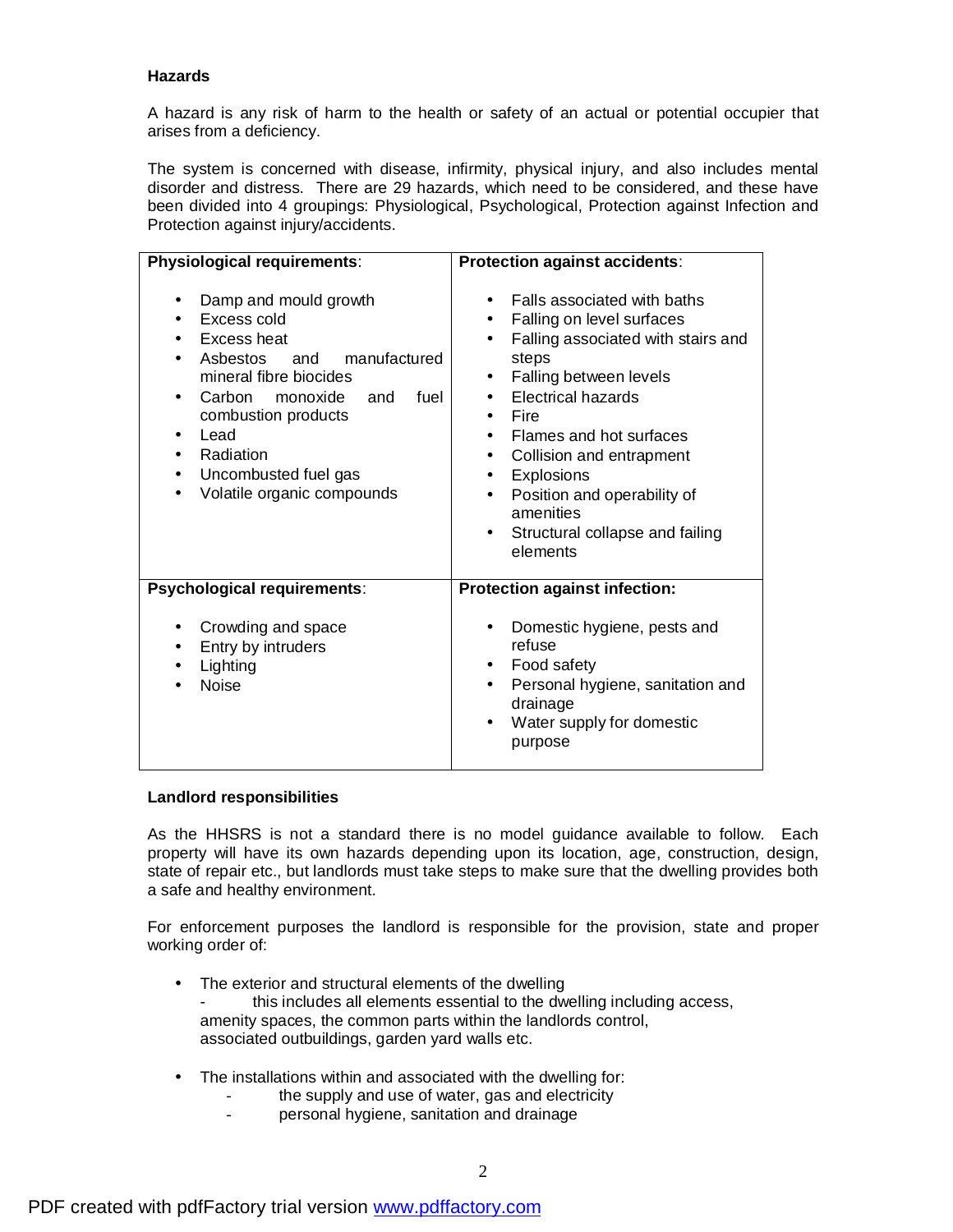**Hazards**

A hazard is any risk of harm to the health or safety of an actual or potential occupier that arises from a deficiency.

The system is concerned with disease, infirmity, physical injury, and also includes mental disorder and distress. There are 29 hazards, which need to be considered, and these have been divided into 4 groupings: Physiological, Psychological, Protection against Infection and Protection against injury/accidents.

| **Physiological requirements**: | **Protection against accidents**: |
|---|---|
| • Damp and mould growth<br>• Excess cold<br>• Excess heat<br>• Asbestos and manufactured mineral fibre biocides<br>• Carbon monoxide and fuel combustion products<br>• Lead<br>• Radiation<br>• Uncombusted fuel gas<br>• Volatile organic compounds | • Falls associated with baths<br>• Falling on level surfaces<br>• Falling associated with stairs and steps<br>• Falling between levels<br>• Electrical hazards<br>• Fire<br>• Flames and hot surfaces<br>• Collision and entrapment<br>• Explosions<br>• Position and operability of amenities<br>• Structural collapse and failing elements |
| **Psychological requirements**: | **Protection against infection:** |
| • Crowding and space<br>• Entry by intruders<br>• Lighting<br>• Noise | • Domestic hygiene, pests and refuse<br>• Food safety<br>• Personal hygiene, sanitation and drainage<br>• Water supply for domestic purpose |

**Landlord responsibilities**

As the HHSRS is not a standard there is no model guidance available to follow. Each property will have its own hazards depending upon its location, age, construction, design, state of repair etc., but landlords must take steps to make sure that the dwelling provides both a safe and healthy environment.

For enforcement purposes the landlord is responsible for the provision, state and proper working order of:

- The exterior and structural elements of the dwelling
  - this includes all elements essential to the dwelling including access, amenity spaces, the common parts within the landlords control, associated outbuildings, garden yard walls etc.

- The installations within and associated with the dwelling for:
  - the supply and use of water, gas and electricity
  - personal hygiene, sanitation and drainage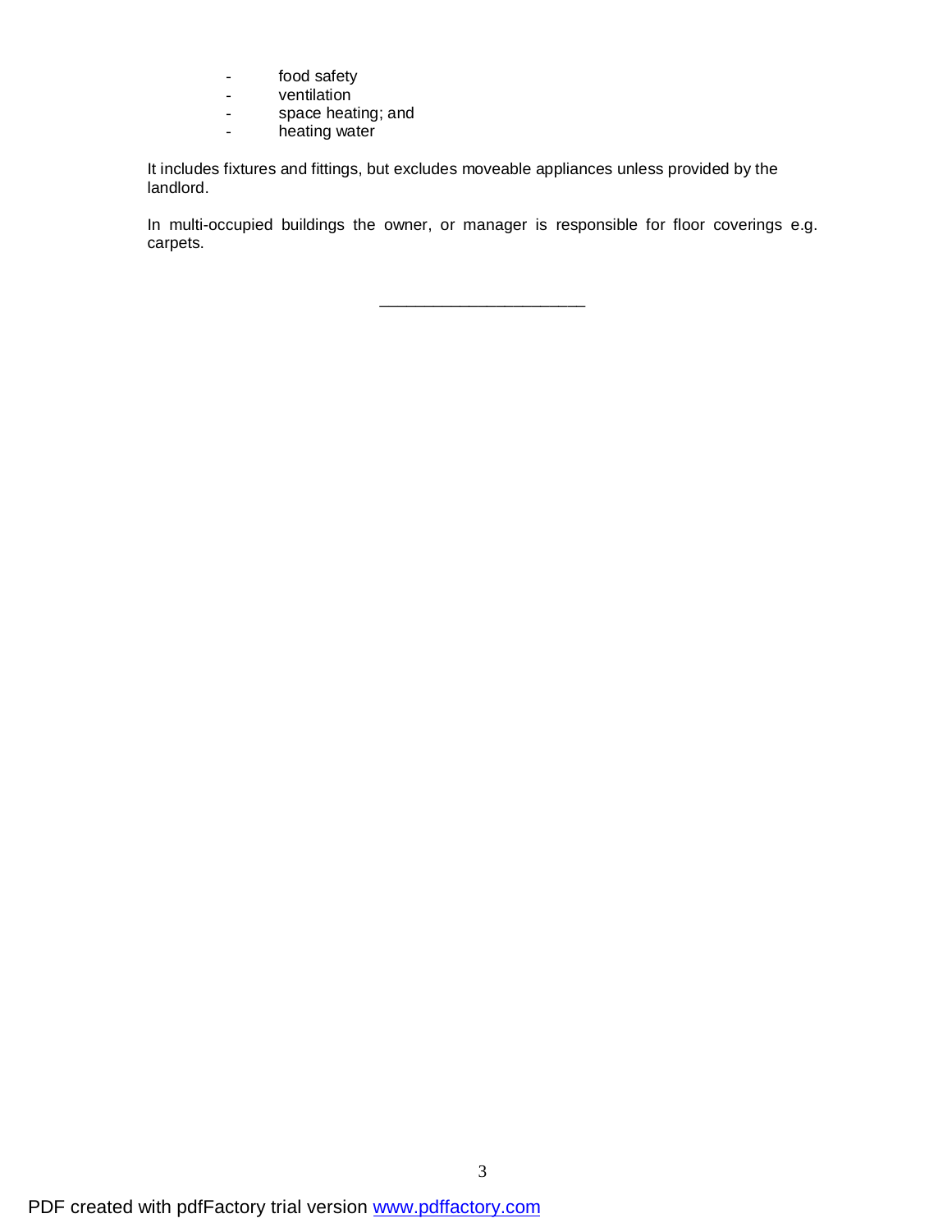- food safety
- ventilation
- space heating; and
- heating water

It includes fixtures and fittings, but excludes moveable appliances unless provided by the landlord.

In multi-occupied buildings the owner, or manager is responsible for floor coverings e.g. carpets.

---

PDF created with pdfFactory trial version [www.pdffactory.com](www.pdffactory.com)